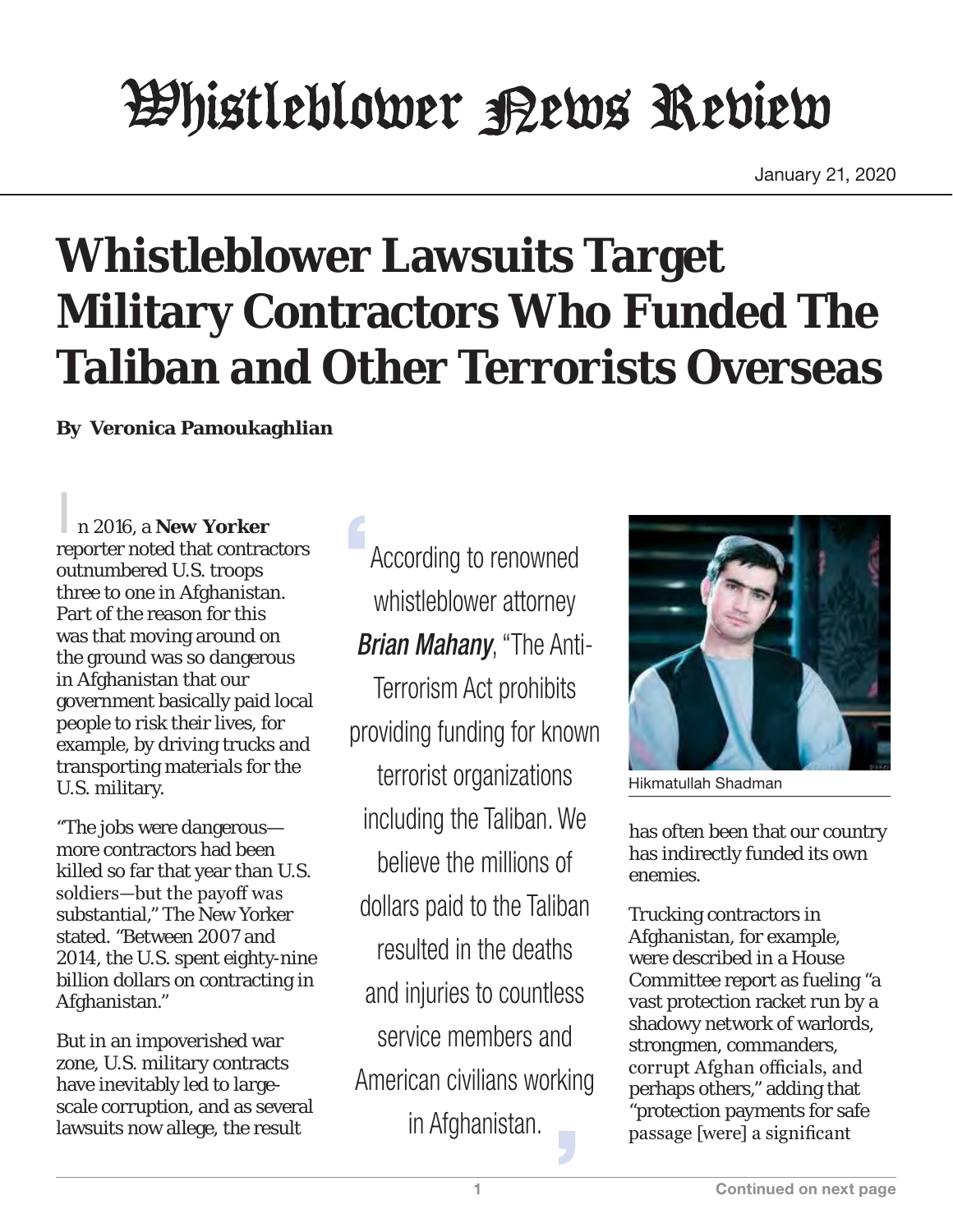# Whistleblower News Review

January 21, 2020

# Whistleblower Lawsuits Target Military Contractors Who Funded The Taliban and Other Terrorists Overseas

**By Veronica Pamoukaghlian**

In 2016, a **New Yorker** reporter noted that contractors outnumbered U.S. troops three to one in Afghanistan. Part of the reason for this was that moving around on the ground was so dangerous in Afghanistan that our government basically paid local people to risk their lives, for example, by driving trucks and transporting materials for the U.S. military.

"The jobs were dangerous—more contractors had been killed so far that year than U.S. soldiers—but the payoff was substantial," The New Yorker stated. "Between 2007 and 2014, the U.S. spent eighty-nine billion dollars on contracting in Afghanistan."

But in an impoverished war zone, U.S. military contracts have inevitably led to large-scale corruption, and as several lawsuits now allege, the result has often been that our country has indirectly funded its own enemies.

> According to renowned whistleblower attorney ***Brian Mahany***, "The Anti-Terrorism Act prohibits providing funding for known terrorist organizations including the Taliban. We believe the millions of dollars paid to the Taliban resulted in the deaths and injuries to countless service members and American civilians working in Afghanistan."

Hikmatullah Shadman

Trucking contractors in Afghanistan, for example, were described in a House Committee report as fueling "a vast protection racket run by a shadowy network of warlords, strongmen, commanders, corrupt Afghan officials, and perhaps others," adding that "protection payments for safe passage [were] a significant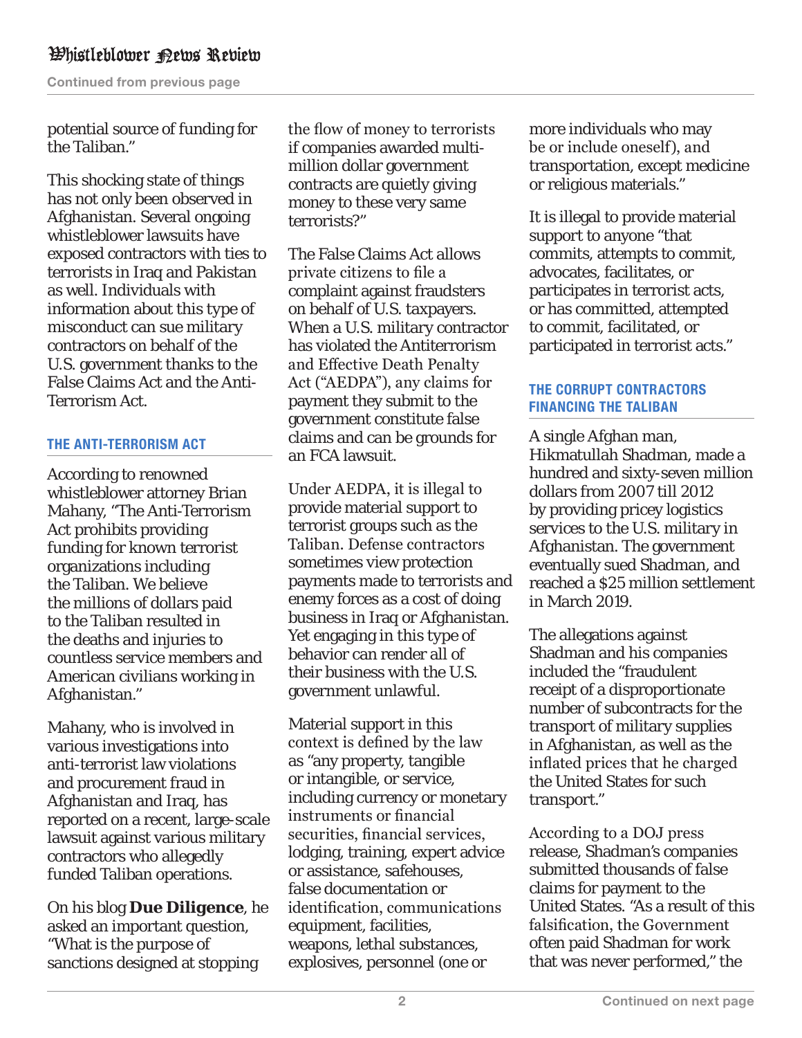potential source of funding for the Taliban."

This shocking state of things has not only been observed in Afghanistan. Several ongoing whistleblower lawsuits have exposed contractors with ties to terrorists in Iraq and Pakistan as well. Individuals with information about this type of misconduct can sue military contractors on behalf of the U.S. government thanks to the False Claims Act and the Anti-Terrorism Act.

## THE ANTI-TERRORISM ACT

According to renowned whistleblower attorney Brian Mahany, "The Anti-Terrorism Act prohibits providing funding for known terrorist organizations including the Taliban. We believe the millions of dollars paid to the Taliban resulted in the deaths and injuries to countless service members and American civilians working in Afghanistan."

Mahany, who is involved in various investigations into anti-terrorist law violations and procurement fraud in Afghanistan and Iraq, has reported on a recent, large-scale lawsuit against various military contractors who allegedly funded Taliban operations.

On his blog **Due Diligence**, he asked an important question, "What is the purpose of sanctions designed at stopping the flow of money to terrorists if companies awarded multi-million dollar government contracts are quietly giving money to these very same terrorists?"

The False Claims Act allows private citizens to file a complaint against fraudsters on behalf of U.S. taxpayers. When a U.S. military contractor has violated the Antiterrorism and Effective Death Penalty Act ("AEDPA"), any claims for payment they submit to the government constitute false claims and can be grounds for an FCA lawsuit.

Under AEDPA, it is illegal to provide material support to terrorist groups such as the Taliban. Defense contractors sometimes view protection payments made to terrorists and enemy forces as a cost of doing business in Iraq or Afghanistan. Yet engaging in this type of behavior can render all of their business with the U.S. government unlawful.

Material support in this context is defined by the law as "any property, tangible or intangible, or service, including currency or monetary instruments or financial securities, financial services, lodging, training, expert advice or assistance, safehouses, false documentation or identification, communications equipment, facilities, weapons, lethal substances, explosives, personnel (one or more individuals who may be or include oneself), and transportation, except medicine or religious materials."

It is illegal to provide material support to anyone "that commits, attempts to commit, advocates, facilitates, or participates in terrorist acts, or has committed, attempted to commit, facilitated, or participated in terrorist acts."

## THE CORRUPT CONTRACTORS FINANCING THE TALIBAN

A single Afghan man, Hikmatullah Shadman, made a hundred and sixty-seven million dollars from 2007 till 2012 by providing pricey logistics services to the U.S. military in Afghanistan. The government eventually sued Shadman, and reached a $25 million settlement in March 2019.

The allegations against Shadman and his companies included the "fraudulent receipt of a disproportionate number of subcontracts for the transport of military supplies in Afghanistan, as well as the inflated prices that he charged the United States for such transport."

According to a DOJ press release, Shadman's companies submitted thousands of false claims for payment to the United States. "As a result of this falsification, the Government often paid Shadman for work that was never performed," the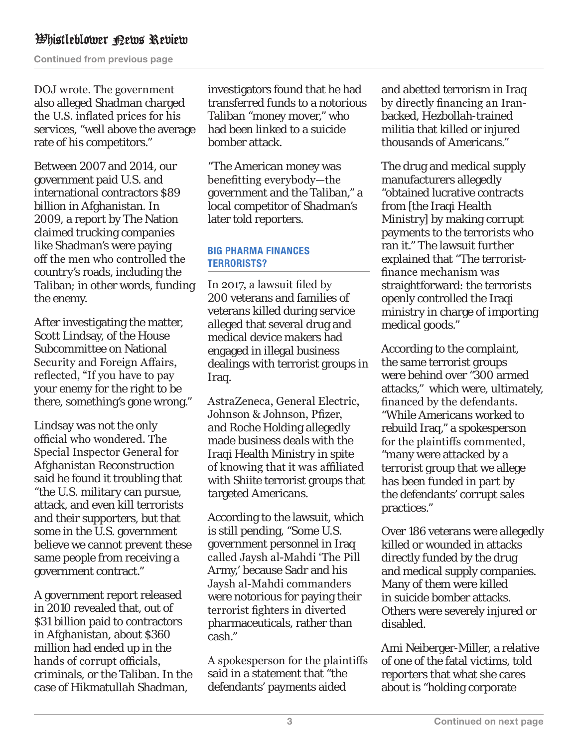DOJ wrote. The government also alleged Shadman charged the U.S. inflated prices for his services, "well above the average rate of his competitors."

Between 2007 and 2014, our government paid U.S. and international contractors $89 billion in Afghanistan. In 2009, a report by The Nation claimed trucking companies like Shadman's were paying off the men who controlled the country's roads, including the Taliban; in other words, funding the enemy.

After investigating the matter, Scott Lindsay, of the House Subcommittee on National Security and Foreign Affairs, reflected, "If you have to pay your enemy for the right to be there, something's gone wrong."

Lindsay was not the only official who wondered. The Special Inspector General for Afghanistan Reconstruction said he found it troubling that "the U.S. military can pursue, attack, and even kill terrorists and their supporters, but that some in the U.S. government believe we cannot prevent these same people from receiving a government contract."

A government report released in 2010 revealed that, out of $31 billion paid to contractors in Afghanistan, about $360 million had ended up in the hands of corrupt officials, criminals, or the Taliban. In the case of Hikmatullah Shadman, investigators found that he had transferred funds to a notorious Taliban "money mover," who had been linked to a suicide bomber attack.

"The American money was benefitting everybody—the government and the Taliban," a local competitor of Shadman's later told reporters.

## BIG PHARMA FINANCES TERRORISTS?

In 2017, a lawsuit filed by 200 veterans and families of veterans killed during service alleged that several drug and medical device makers had engaged in illegal business dealings with terrorist groups in Iraq.

AstraZeneca, General Electric, Johnson & Johnson, Pfizer, and Roche Holding allegedly made business deals with the Iraqi Health Ministry in spite of knowing that it was affiliated with Shiite terrorist groups that targeted Americans.

According to the lawsuit, which is still pending, "Some U.S. government personnel in Iraq called Jaysh al-Mahdi 'The Pill Army,' because Sadr and his Jaysh al-Mahdi commanders were notorious for paying their terrorist fighters in diverted pharmaceuticals, rather than cash."

A spokesperson for the plaintiffs said in a statement that "the defendants' payments aided and abetted terrorism in Iraq by directly financing an Iran-backed, Hezbollah-trained militia that killed or injured thousands of Americans."

The drug and medical supply manufacturers allegedly "obtained lucrative contracts from [the Iraqi Health Ministry] by making corrupt payments to the terrorists who ran it." The lawsuit further explained that "The terrorist-finance mechanism was straightforward: the terrorists openly controlled the Iraqi ministry in charge of importing medical goods."

According to the complaint, the same terrorist groups were behind over "300 armed attacks," which were, ultimately, financed by the defendants. "While Americans worked to rebuild Iraq," a spokesperson for the plaintiffs commented, "many were attacked by a terrorist group that we allege has been funded in part by the defendants' corrupt sales practices."

Over 186 veterans were allegedly killed or wounded in attacks directly funded by the drug and medical supply companies. Many of them were killed in suicide bomber attacks. Others were severely injured or disabled.

Ami Neiberger-Miller, a relative of one of the fatal victims, told reporters that what she cares about is "holding corporate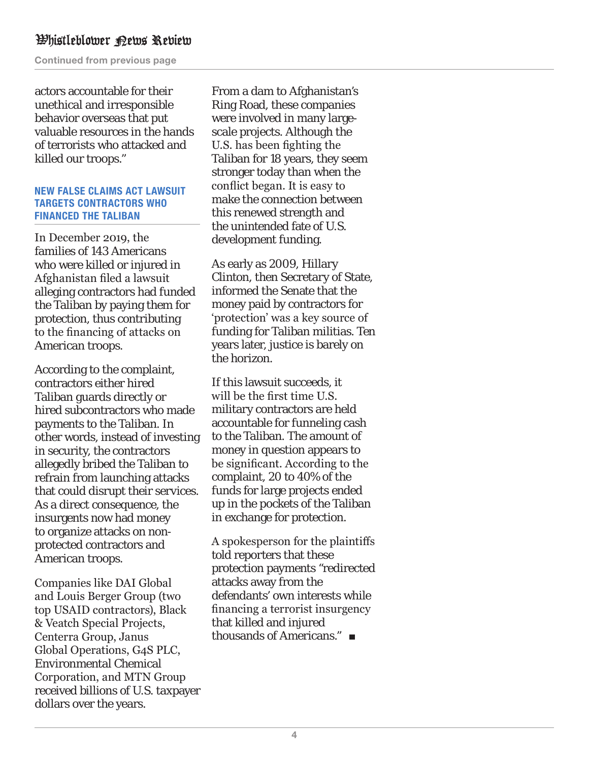actors accountable for their unethical and irresponsible behavior overseas that put valuable resources in the hands of terrorists who attacked and killed our troops."

### NEW FALSE CLAIMS ACT LAWSUIT TARGETS CONTRACTORS WHO FINANCED THE TALIBAN

In December 2019, the families of 143 Americans who were killed or injured in Afghanistan filed a lawsuit alleging contractors had funded the Taliban by paying them for protection, thus contributing to the financing of attacks on American troops.

According to the complaint, contractors either hired Taliban guards directly or hired subcontractors who made payments to the Taliban. In other words, instead of investing in security, the contractors allegedly bribed the Taliban to refrain from launching attacks that could disrupt their services. As a direct consequence, the insurgents now had money to organize attacks on non-protected contractors and American troops.

Companies like DAI Global and Louis Berger Group (two top USAID contractors), Black & Veatch Special Projects, Centerra Group, Janus Global Operations, G4S PLC, Environmental Chemical Corporation, and MTN Group received billions of U.S. taxpayer dollars over the years.

From a dam to Afghanistan's Ring Road, these companies were involved in many large-scale projects. Although the U.S. has been fighting the Taliban for 18 years, they seem stronger today than when the conflict began. It is easy to make the connection between this renewed strength and the unintended fate of U.S. development funding.

As early as 2009, Hillary Clinton, then Secretary of State, informed the Senate that the money paid by contractors for 'protection' was a key source of funding for Taliban militias. Ten years later, justice is barely on the horizon.

If this lawsuit succeeds, it will be the first time U.S. military contractors are held accountable for funneling cash to the Taliban. The amount of money in question appears to be significant. According to the complaint, 20 to 40% of the funds for large projects ended up in the pockets of the Taliban in exchange for protection.

A spokesperson for the plaintiffs told reporters that these protection payments "redirected attacks away from the defendants' own interests while financing a terrorist insurgency that killed and injured thousands of Americans." ■